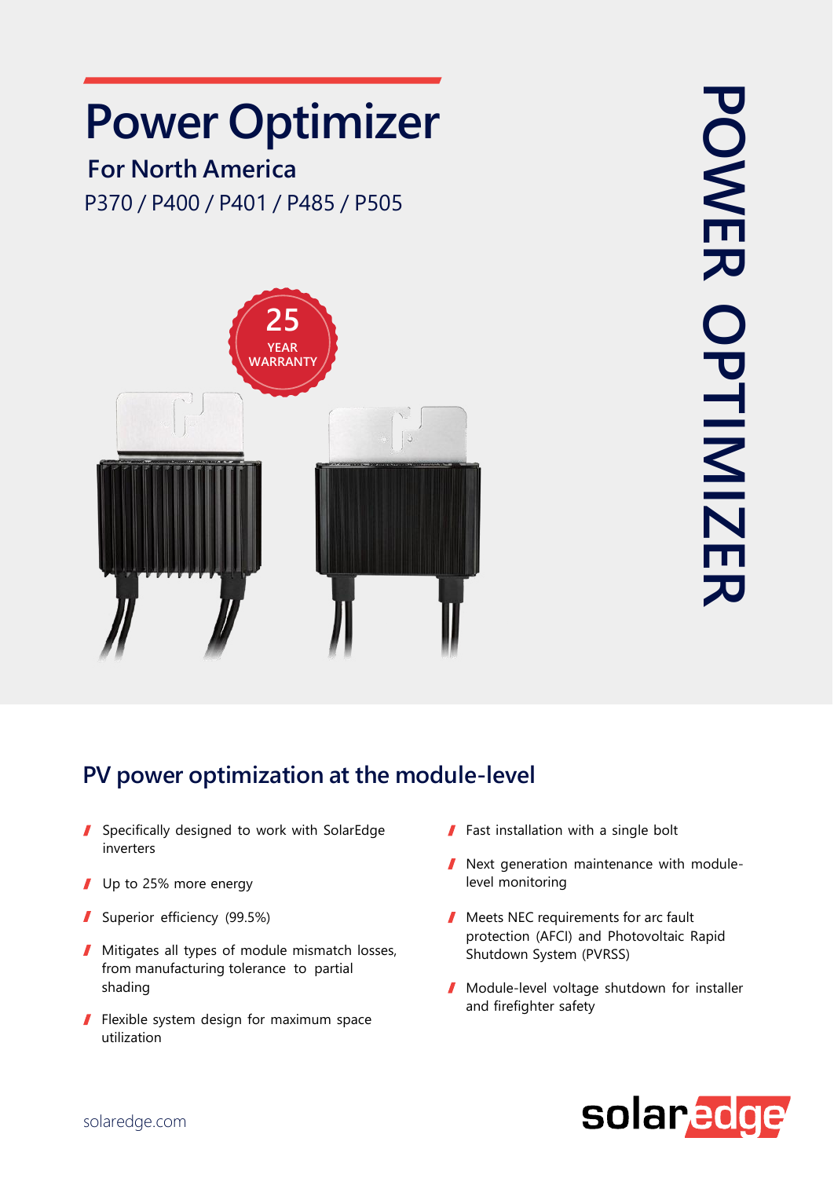# Power Optimizer

## For North America

P370 / P400 / P401 / P485 / P505

POWER OPTIMIZER

25 YEAR WARRANTY

## PV power optimization at the module-level

- Specifically designed to work with SolarEdge inverters
- Up to 25% more energy
- Superior efficiency (99.5%)
- Mitigates all types of module mismatch losses, from manufacturing tolerance to partial shading
- Flexible system design for maximum space utilization
- Fast installation with a single bolt
- Next generation maintenance with module-level monitoring
- Meets NEC requirements for arc fault protection (AFCI) and Photovoltaic Rapid Shutdown System (PVRSS)
- Module-level voltage shutdown for installer and firefighter safety

solaredge.com

solaredge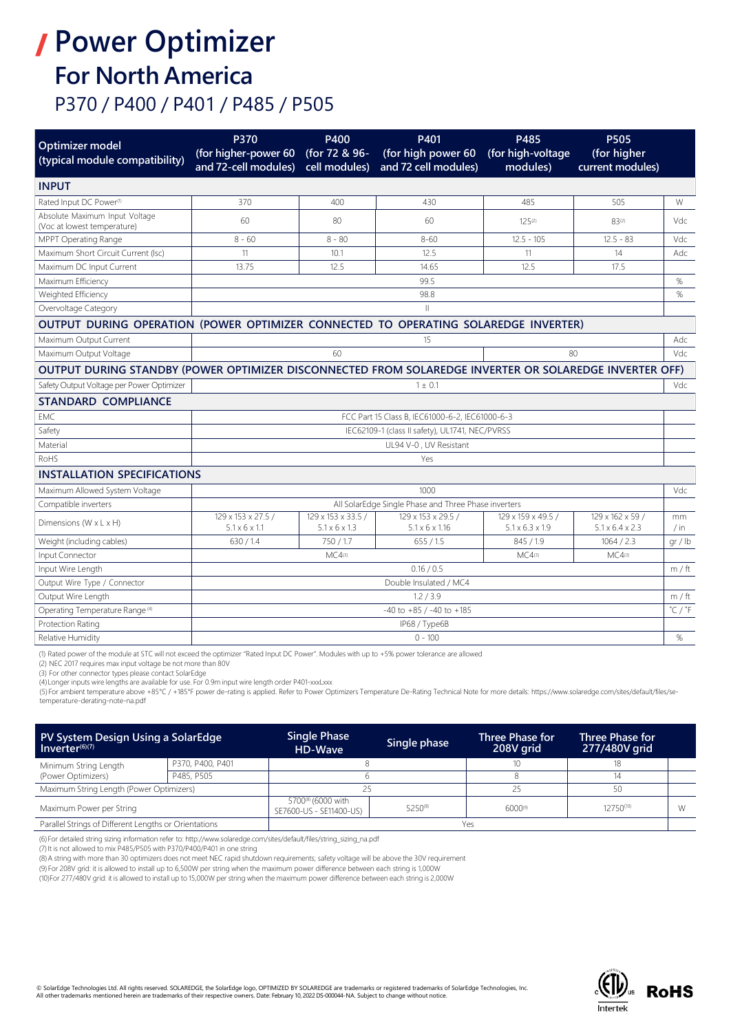// Power Optimizer
# Power Optimizer
## For North America
### P370 / P400 / P401 / P485 / P505

| Optimizer model (typical module compatibility) | P370 (for higher-power 60 and 72-cell modules) | P400 (for 72 & 96-cell modules) | P401 (for high power 60 and 72 cell modules) | P485 (for high-voltage modules) | P505 (for higher current modules) | |
|---|---|---|---|---|---|---|
| **INPUT** | | | | | | |
| Rated Input DC Power[1] | 370 | 400 | 430 | 485 | 505 | W |
| Absolute Maximum Input Voltage (Voc at lowest temperature) | 60 | 80 | 60 | 125[2] | 83[2] | Vdc |
| MPPT Operating Range | 8 - 60 | 8 - 80 | 8-60 | 12.5 - 105 | 12.5 - 83 | Vdc |
| Maximum Short Circuit Current (Isc) | 11 | 10.1 | 12.5 | 11 | 14 | Adc |
| Maximum DC Input Current | 13.75 | 12.5 | 14.65 | 12.5 | 17.5 | |
| Maximum Efficiency | 99.5 | | | | | % |
| Weighted Efficiency | 98.8 | | | | | % |
| Overvoltage Category | II | | | | | |
| **OUTPUT DURING OPERATION (POWER OPTIMIZER CONNECTED TO OPERATING SOLAREDGE INVERTER)** | | | | | | |
| Maximum Output Current | 15 | | | | | Adc |
| Maximum Output Voltage | 60 | | | 80 | | Vdc |
| **OUTPUT DURING STANDBY (POWER OPTIMIZER DISCONNECTED FROM SOLAREDGE INVERTER OR SOLAREDGE INVERTER OFF)** | | | | | | |
| Safety Output Voltage per Power Optimizer | 1 ± 0.1 | | | | | Vdc |
| **STANDARD COMPLIANCE** | | | | | | |
| EMC | FCC Part 15 Class B, IEC61000-6-2, IEC61000-6-3 | | | | | |
| Safety | IEC62109-1 (class II safety), UL1741, NEC/PVRSS | | | | | |
| Material | UL94 V-0 , UV Resistant | | | | | |
| RoHS | Yes | | | | | |
| **INSTALLATION SPECIFICATIONS** | | | | | | |
| Maximum Allowed System Voltage | 1000 | | | | | Vdc |
| Compatible inverters | All SolarEdge Single Phase and Three Phase inverters | | | | | |
| Dimensions (W x L x H) | 129 x 153 x 27.5 / 5.1 x 6 x 1.1 | 129 x 153 x 33.5 / 5.1 x 6 x 1.3 | 129 x 153 x 29.5 / 5.1 x 6 x 1.16 | 129 x 159 x 49.5 / 5.1 x 6.3 x 1.9 | 129 x 162 x 59 / 5.1 x 6.4 x 2.3 | mm / in |
| Weight (including cables) | 630 / 1.4 | 750 / 1.7 | 655 / 1.5 | 845 / 1.9 | 1064 / 2.3 | gr / lb |
| Input Connector | MC4[3] | | | MC4[3] | MC4[3] | |
| Input Wire Length | 0.16 / 0.5 | | | | | m / ft |
| Output Wire Type / Connector | Double Insulated / MC4 | | | | | |
| Output Wire Length | 1.2 / 3.9 | | | | | m / ft |
| Operating Temperature Range[4] | -40 to +85 / -40 to +185 | | | | | ˚C / ˚F |
| Protection Rating | IP68 / Type6B | | | | | |
| Relative Humidity | 0 - 100 | | | | | % |

(1) Rated power of the module at STC will not exceed the optimizer "Rated Input DC Power". Modules with up to +5% power tolerance are allowed
(2) NEC 2017 requires max input voltage be not more than 80V
(3) For other connector types please contact SolarEdge
(4) Longer inputs wire lengths are available for use. For 0.9m input wire length order P401-xxxLxxx
(5) For ambient temperature above +85°C / +185°F power de-rating is applied. Refer to Power Optimizers Temperature De-Rating Technical Note for more details: https://www.solaredge.com/sites/default/files/se-temperature-derating-note-na.pdf

| PV System Design Using a SolarEdge Inverter[6][7] | | Single Phase HD-Wave | Single phase | Three Phase for 208V grid | Three Phase for 277/480V grid | |
|---|---|---|---|---|---|---|
| Minimum String Length (Power Optimizers) | P370, P400, P401 | 8 | | 10 | 18 | |
| | P485, P505 | 6 | | 8 | 14 | |
| Maximum String Length (Power Optimizers) | | 25 | | 25 | 50 | |
| Maximum Power per String | | 5700[8] (6000 with SE7600-US - SE11400-US) | 5250[8] | 6000[9] | 12750[10] | W |
| Parallel Strings of Different Lengths or Orientations | | Yes | | | | |

(6) For detailed string sizing information refer to: http://www.solaredge.com/sites/default/files/string_sizing_na.pdf
(7) It is not allowed to mix P485/P505 with P370/P400/P401 in one string
(8) A string with more than 30 optimizers does not meet NEC rapid shutdown requirements; safety voltage will be above the 30V requirement
(9) For 208V grid: it is allowed to install up to 6,500W per string when the maximum power difference between each string is 1,000W
(10) For 277/480V grid: it is allowed to install up to 15,000W per string when the maximum power difference between each string is 2,000W

© SolarEdge Technologies Ltd. All rights reserved. SOLAREDGE, the SolarEdge logo, OPTIMIZED BY SOLAREDGE are trademarks or registered trademarks of SolarEdge Technologies, Inc. All other trademarks mentioned herein are trademarks of their respective owners. Date: February 10, 2022 DS-000044-NA. Subject to change without notice.

Intertek RoHS